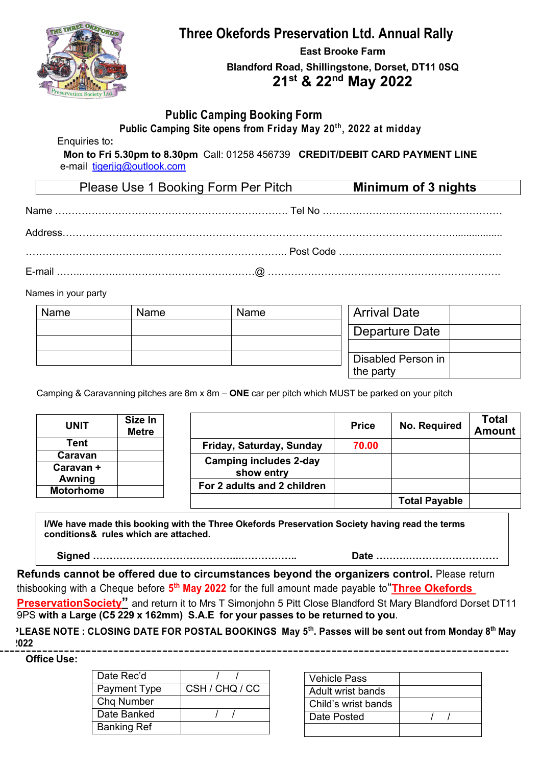# Three Okefords Preservation Ltd. Annual Rally

**East Brooke Farm**

**Blandford Road, Shillingstone, Dorset, DT11 0SQ**

**21st & 22nd May 2022**

## Public Camping Booking Form

**Public Camping Site opens from Friday May 20th, 2022 at midday**

Enquiries to**:**

**Mon to Fri 5.30pm to 8.30pm** Call: 01258 456739 **CREDIT/DEBIT CARD PAYMENT LINE**

e-mail tigerjig@outlook.com

| Please Use 1 Booking Form Per Pitch | **Minimum of 3 nights** |
|---|---|

Name ………………………………………………………………. Tel No ………………………………………………

Address……………………………………………………………………………………………………………..................

………………………………..……………………………….. Post Code …………………………………………….

E-mail ……..…………..…………………………………@ ……………………………………………………………..

Names in your party

| Name | Name | Name |
|---|---|---|
| | | |
| | | |
| | | |

| Arrival Date | |
|---|---|
| Departure Date | |
| | |
| Disabled Person in the party | |

Camping & Caravanning pitches are 8m x 8m – **ONE** car per pitch which MUST be parked on your pitch

| UNIT | Size In Metre |
|---|---|
| **Tent** | |
| **Caravan** | |
| **Caravan + Awning** | |
| **Motorhome** | |

| | Price | No. Required | Total Amount |
|---|---|---|---|
| **Friday, Saturday, Sunday** | **70.00** | | |
| **Camping includes 2-day show entry** | | | |
| **For 2 adults and 2 children** | | | |
| | | **Total Payable** | |

**I/We have made this booking with the Three Okefords Preservation Society having read the terms conditions& rules which are attached.**

**Signed ……………………………………...…………….. Date ………………………………**

**Refunds cannot be offered due to circumstances beyond the organizers control.** Please return thisbooking with a Cheque before **5th May 2022** for the full amount made payable to **"Three Okefords PreservationSociety"** and return it to Mrs T Simonjohn 5 Pitt Close Blandford St Mary Blandford Dorset DT11 9PS **with a Large (C5 229 x 162mm) S.A.E for your passes to be returned to you**.

**PLEASE NOTE : CLOSING DATE FOR POSTAL BOOKINGS May 5th. Passes will be sent out from Monday 8th May 2022**

---

**Office Use:**

| Date Rec'd | / / |
|---|---|
| Payment Type | CSH / CHQ / CC |
| Chq Number | |
| Date Banked | / / |
| Banking Ref | |

| Vehicle Pass | |
|---|---|
| Adult wrist bands | |
| Child's wrist bands | |
| Date Posted | / / |
| | |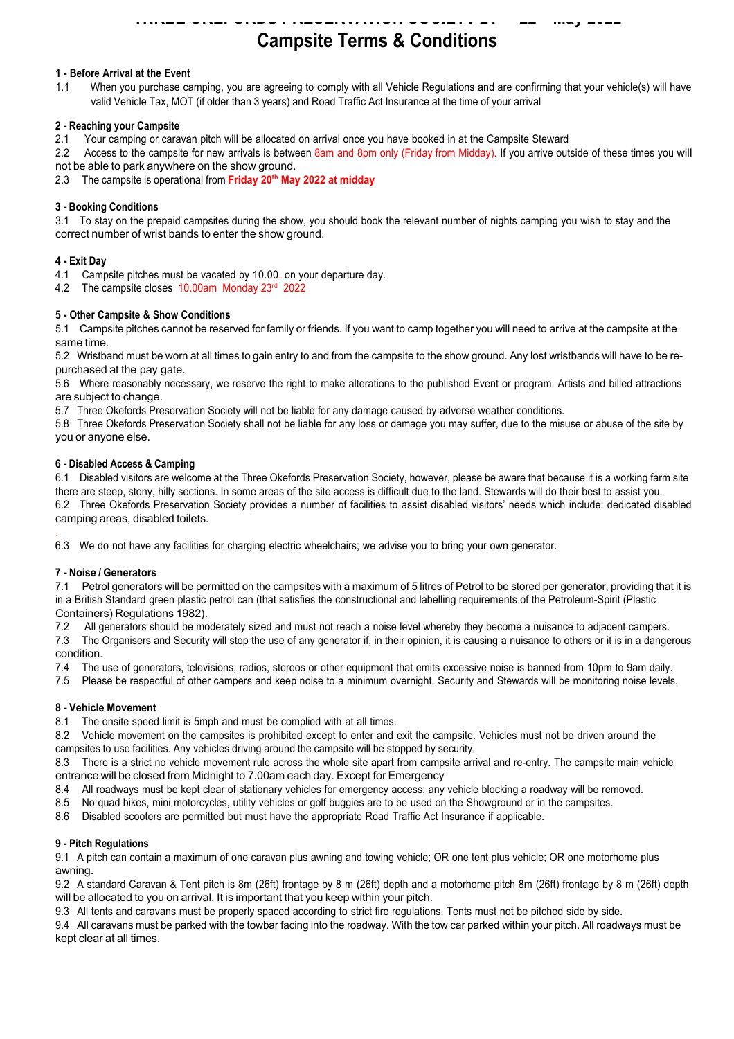# Campsite Terms & Conditions

**1 - Before Arrival at the Event**

1.1 When you purchase camping, you are agreeing to comply with all Vehicle Regulations and are confirming that your vehicle(s) will have valid Vehicle Tax, MOT (if older than 3 years) and Road Traffic Act Insurance at the time of your arrival

**2 - Reaching your Campsite**

2.1 Your camping or caravan pitch will be allocated on arrival once you have booked in at the Campsite Steward

2.2 Access to the campsite for new arrivals is between 8am and 8pm only (Friday from Midday). If you arrive outside of these times you will not be able to park anywhere on the show ground.

2.3 The campsite is operational from **Friday 20th May 2022 at midday**

**3 - Booking Conditions**

3.1 To stay on the prepaid campsites during the show, you should book the relevant number of nights camping you wish to stay and the correct number of wrist bands to enter the show ground.

**4 - Exit Day**

4.1 Campsite pitches must be vacated by 10.00. on your departure day.

4.2 The campsite closes 10.00am Monday 23rd 2022

**5 - Other Campsite & Show Conditions**

5.1 Campsite pitches cannot be reserved for family or friends. If you want to camp together you will need to arrive at the campsite at the same time.

5.2 Wristband must be worn at all times to gain entry to and from the campsite to the show ground. Any lost wristbands will have to be re-purchased at the pay gate.

5.6 Where reasonably necessary, we reserve the right to make alterations to the published Event or program. Artists and billed attractions are subject to change.

5.7 Three Okefords Preservation Society will not be liable for any damage caused by adverse weather conditions.

5.8 Three Okefords Preservation Society shall not be liable for any loss or damage you may suffer, due to the misuse or abuse of the site by you or anyone else.

**6 - Disabled Access & Camping**

6.1 Disabled visitors are welcome at the Three Okefords Preservation Society, however, please be aware that because it is a working farm site there are steep, stony, hilly sections. In some areas of the site access is difficult due to the land. Stewards will do their best to assist you.

6.2 Three Okefords Preservation Society provides a number of facilities to assist disabled visitors' needs which include: dedicated disabled camping areas, disabled toilets.

6.3 We do not have any facilities for charging electric wheelchairs; we advise you to bring your own generator.

**7 - Noise / Generators**

7.1 Petrol generators will be permitted on the campsites with a maximum of 5 litres of Petrol to be stored per generator, providing that it is in a British Standard green plastic petrol can (that satisfies the constructional and labelling requirements of the Petroleum-Spirit (Plastic Containers) Regulations 1982).

7.2 All generators should be moderately sized and must not reach a noise level whereby they become a nuisance to adjacent campers.

7.3 The Organisers and Security will stop the use of any generator if, in their opinion, it is causing a nuisance to others or it is in a dangerous condition.

7.4 The use of generators, televisions, radios, stereos or other equipment that emits excessive noise is banned from 10pm to 9am daily.

7.5 Please be respectful of other campers and keep noise to a minimum overnight. Security and Stewards will be monitoring noise levels.

**8 - Vehicle Movement**

8.1 The onsite speed limit is 5mph and must be complied with at all times.

8.2 Vehicle movement on the campsites is prohibited except to enter and exit the campsite. Vehicles must not be driven around the campsites to use facilities. Any vehicles driving around the campsite will be stopped by security.

8.3 There is a strict no vehicle movement rule across the whole site apart from campsite arrival and re-entry. The campsite main vehicle entrance will be closed from Midnight to 7.00am each day. Except for Emergency

8.4 All roadways must be kept clear of stationary vehicles for emergency access; any vehicle blocking a roadway will be removed.

8.5 No quad bikes, mini motorcycles, utility vehicles or golf buggies are to be used on the Showground or in the campsites.

8.6 Disabled scooters are permitted but must have the appropriate Road Traffic Act Insurance if applicable.

**9 - Pitch Regulations**

9.1 A pitch can contain a maximum of one caravan plus awning and towing vehicle; OR one tent plus vehicle; OR one motorhome plus awning.

9.2 A standard Caravan & Tent pitch is 8m (26ft) frontage by 8 m (26ft) depth and a motorhome pitch 8m (26ft) frontage by 8 m (26ft) depth will be allocated to you on arrival. It is important that you keep within your pitch.

9.3 All tents and caravans must be properly spaced according to strict fire regulations. Tents must not be pitched side by side.

9.4 All caravans must be parked with the towbar facing into the roadway. With the tow car parked within your pitch. All roadways must be kept clear at all times.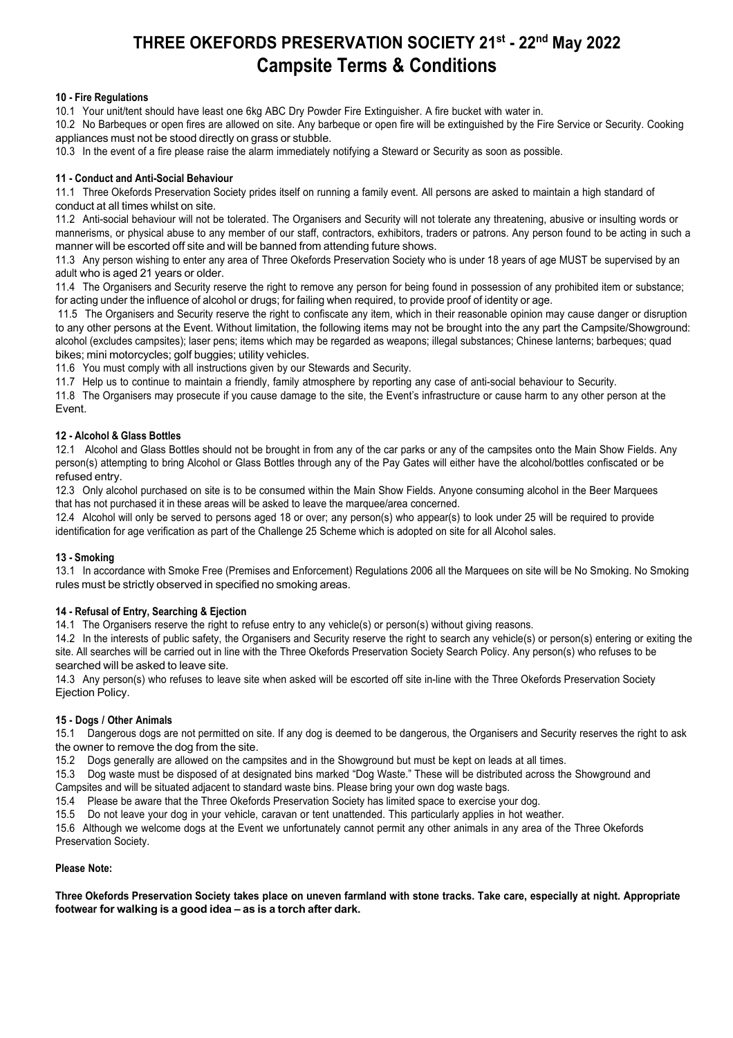# THREE OKEFORDS PRESERVATION SOCIETY 21st - 22nd May 2022
# Campsite Terms & Conditions

**10 - Fire Regulations**

10.1 Your unit/tent should have least one 6kg ABC Dry Powder Fire Extinguisher. A fire bucket with water in.

10.2 No Barbeques or open fires are allowed on site. Any barbeque or open fire will be extinguished by the Fire Service or Security. Cooking appliances must not be stood directly on grass or stubble.

10.3 In the event of a fire please raise the alarm immediately notifying a Steward or Security as soon as possible.

**11 - Conduct and Anti-Social Behaviour**

11.1 Three Okefords Preservation Society prides itself on running a family event. All persons are asked to maintain a high standard of conduct at all times whilst on site.

11.2 Anti-social behaviour will not be tolerated. The Organisers and Security will not tolerate any threatening, abusive or insulting words or mannerisms, or physical abuse to any member of our staff, contractors, exhibitors, traders or patrons. Any person found to be acting in such a manner will be escorted off site and will be banned from attending future shows.

11.3 Any person wishing to enter any area of Three Okefords Preservation Society who is under 18 years of age MUST be supervised by an adult who is aged 21 years or older.

11.4 The Organisers and Security reserve the right to remove any person for being found in possession of any prohibited item or substance; for acting under the influence of alcohol or drugs; for failing when required, to provide proof of identity or age.

11.5 The Organisers and Security reserve the right to confiscate any item, which in their reasonable opinion may cause danger or disruption to any other persons at the Event. Without limitation, the following items may not be brought into the any part the Campsite/Showground: alcohol (excludes campsites); laser pens; items which may be regarded as weapons; illegal substances; Chinese lanterns; barbeques; quad bikes; mini motorcycles; golf buggies; utility vehicles.

11.6 You must comply with all instructions given by our Stewards and Security.

11.7 Help us to continue to maintain a friendly, family atmosphere by reporting any case of anti-social behaviour to Security.

11.8 The Organisers may prosecute if you cause damage to the site, the Event's infrastructure or cause harm to any other person at the Event.

**12 - Alcohol & Glass Bottles**

12.1 Alcohol and Glass Bottles should not be brought in from any of the car parks or any of the campsites onto the Main Show Fields. Any person(s) attempting to bring Alcohol or Glass Bottles through any of the Pay Gates will either have the alcohol/bottles confiscated or be refused entry.

12.3 Only alcohol purchased on site is to be consumed within the Main Show Fields. Anyone consuming alcohol in the Beer Marquees that has not purchased it in these areas will be asked to leave the marquee/area concerned.

12.4 Alcohol will only be served to persons aged 18 or over; any person(s) who appear(s) to look under 25 will be required to provide identification for age verification as part of the Challenge 25 Scheme which is adopted on site for all Alcohol sales.

**13 - Smoking**

13.1 In accordance with Smoke Free (Premises and Enforcement) Regulations 2006 all the Marquees on site will be No Smoking. No Smoking rules must be strictly observed in specified no smoking areas.

**14 - Refusal of Entry, Searching & Ejection**

14.1 The Organisers reserve the right to refuse entry to any vehicle(s) or person(s) without giving reasons.

14.2 In the interests of public safety, the Organisers and Security reserve the right to search any vehicle(s) or person(s) entering or exiting the site. All searches will be carried out in line with the Three Okefords Preservation Society Search Policy. Any person(s) who refuses to be searched will be asked to leave site.

14.3 Any person(s) who refuses to leave site when asked will be escorted off site in-line with the Three Okefords Preservation Society Ejection Policy.

**15 - Dogs / Other Animals**

15.1 Dangerous dogs are not permitted on site. If any dog is deemed to be dangerous, the Organisers and Security reserves the right to ask the owner to remove the dog from the site.

15.2 Dogs generally are allowed on the campsites and in the Showground but must be kept on leads at all times.

15.3 Dog waste must be disposed of at designated bins marked "Dog Waste." These will be distributed across the Showground and Campsites and will be situated adjacent to standard waste bins. Please bring your own dog waste bags.

15.4 Please be aware that the Three Okefords Preservation Society has limited space to exercise your dog.

15.5 Do not leave your dog in your vehicle, caravan or tent unattended. This particularly applies in hot weather.

15.6 Although we welcome dogs at the Event we unfortunately cannot permit any other animals in any area of the Three Okefords Preservation Society.

**Please Note:**

**Three Okefords Preservation Society takes place on uneven farmland with stone tracks. Take care, especially at night. Appropriate footwear for walking is a good idea – as is a torch after dark.**